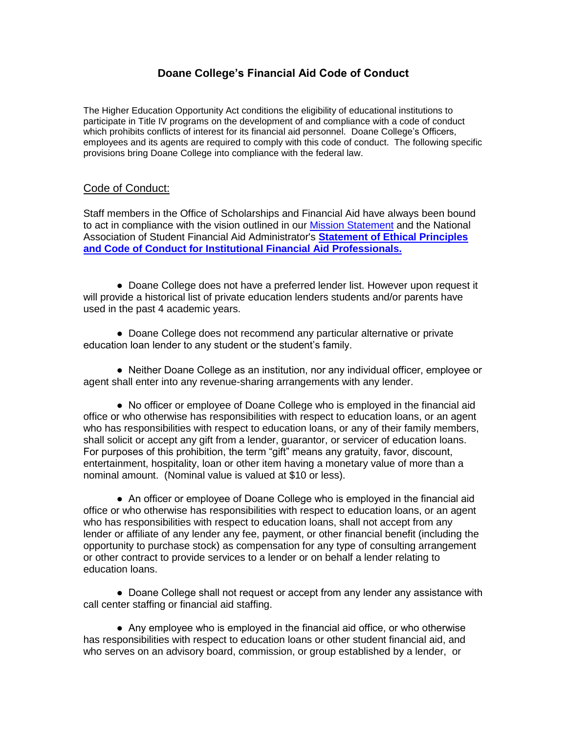# Doane College's Financial Aid Code of Conduct

The Higher Education Opportunity Act conditions the eligibility of educational institutions to participate in Title IV programs on the development of and compliance with a code of conduct which prohibits conflicts of interest for its financial aid personnel. Doane College's Officers, employees and its agents are required to comply with this code of conduct. The following specific provisions bring Doane College into compliance with the federal law.

## Code of Conduct:

Staff members in the Office of Scholarships and Financial Aid have always been bound to act in compliance with the vision outlined in our Mission Statement and the National Association of Student Financial Aid Administrator's **Statement of Ethical Principles and Code of Conduct for Institutional Financial Aid Professionals.**

- Doane College does not have a preferred lender list. However upon request it will provide a historical list of private education lenders students and/or parents have used in the past 4 academic years.

- Doane College does not recommend any particular alternative or private education loan lender to any student or the student's family.

- Neither Doane College as an institution, nor any individual officer, employee or agent shall enter into any revenue-sharing arrangements with any lender.

- No officer or employee of Doane College who is employed in the financial aid office or who otherwise has responsibilities with respect to education loans, or an agent who has responsibilities with respect to education loans, or any of their family members, shall solicit or accept any gift from a lender, guarantor, or servicer of education loans. For purposes of this prohibition, the term "gift" means any gratuity, favor, discount, entertainment, hospitality, loan or other item having a monetary value of more than a nominal amount. (Nominal value is valued at $10 or less).

- An officer or employee of Doane College who is employed in the financial aid office or who otherwise has responsibilities with respect to education loans, or an agent who has responsibilities with respect to education loans, shall not accept from any lender or affiliate of any lender any fee, payment, or other financial benefit (including the opportunity to purchase stock) as compensation for any type of consulting arrangement or other contract to provide services to a lender or on behalf a lender relating to education loans.

- Doane College shall not request or accept from any lender any assistance with call center staffing or financial aid staffing.

- Any employee who is employed in the financial aid office, or who otherwise has responsibilities with respect to education loans or other student financial aid, and who serves on an advisory board, commission, or group established by a lender, or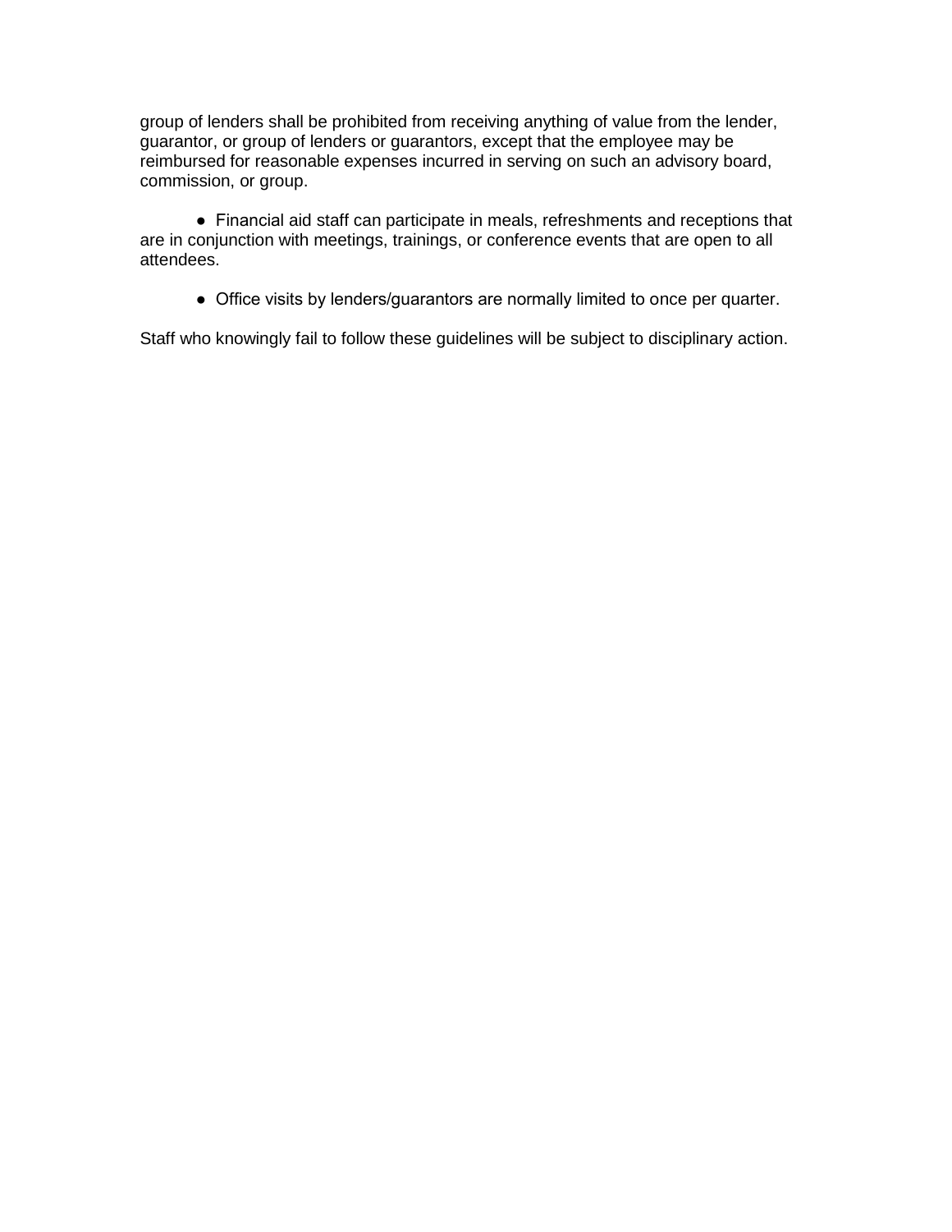group of lenders shall be prohibited from receiving anything of value from the lender, guarantor, or group of lenders or guarantors, except that the employee may be reimbursed for reasonable expenses incurred in serving on such an advisory board, commission, or group.

- Financial aid staff can participate in meals, refreshments and receptions that are in conjunction with meetings, trainings, or conference events that are open to all attendees.

- Office visits by lenders/guarantors are normally limited to once per quarter.

Staff who knowingly fail to follow these guidelines will be subject to disciplinary action.